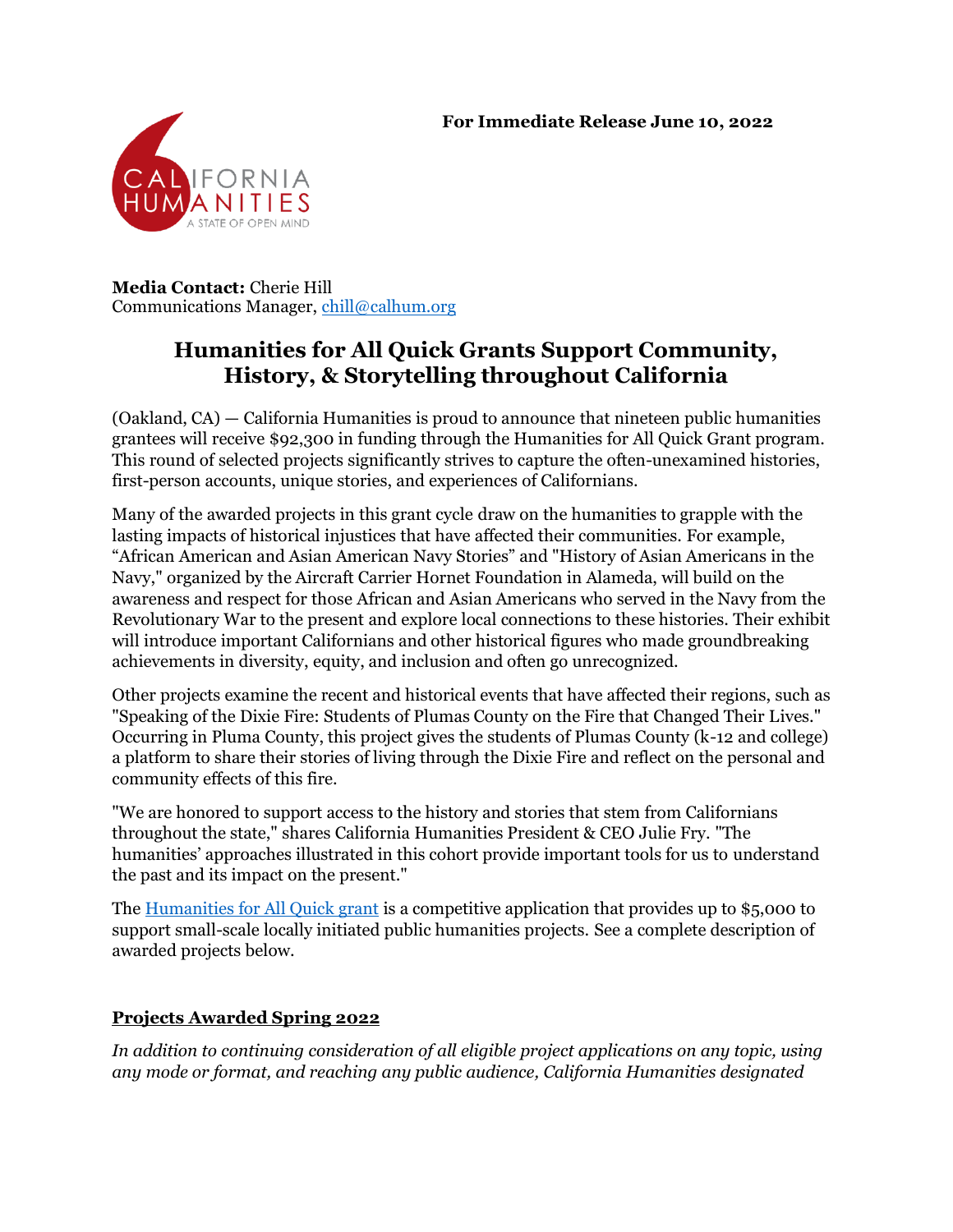**For Immediate Release June 10, 2022**

**Media Contact:** Cherie Hill
Communications Manager, [chill@calhum.org](mailto:chill@calhum.org)

# Humanities for All Quick Grants Support Community, History, & Storytelling throughout California

(Oakland, CA) — California Humanities is proud to announce that nineteen public humanities grantees will receive $92,300 in funding through the Humanities for All Quick Grant program. This round of selected projects significantly strives to capture the often-unexamined histories, first-person accounts, unique stories, and experiences of Californians.

Many of the awarded projects in this grant cycle draw on the humanities to grapple with the lasting impacts of historical injustices that have affected their communities. For example, "African American and Asian American Navy Stories" and "History of Asian Americans in the Navy," organized by the Aircraft Carrier Hornet Foundation in Alameda, will build on the awareness and respect for those African and Asian Americans who served in the Navy from the Revolutionary War to the present and explore local connections to these histories. Their exhibit will introduce important Californians and other historical figures who made groundbreaking achievements in diversity, equity, and inclusion and often go unrecognized.

Other projects examine the recent and historical events that have affected their regions, such as "Speaking of the Dixie Fire: Students of Plumas County on the Fire that Changed Their Lives." Occurring in Pluma County, this project gives the students of Plumas County (k-12 and college) a platform to share their stories of living through the Dixie Fire and reflect on the personal and community effects of this fire.

"We are honored to support access to the history and stories that stem from Californians throughout the state," shares California Humanities President & CEO Julie Fry. "The humanities' approaches illustrated in this cohort provide important tools for us to understand the past and its impact on the present."

The [Humanities for All Quick grant](#) is a competitive application that provides up to $5,000 to support small-scale locally initiated public humanities projects. See a complete description of awarded projects below.

## Projects Awarded Spring 2022

*In addition to continuing consideration of all eligible project applications on any topic, using any mode or format, and reaching any public audience, California Humanities designated*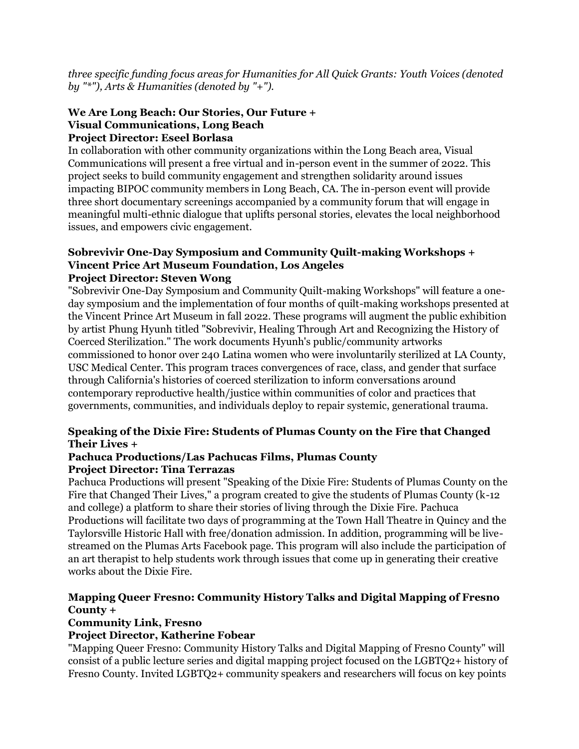*three specific funding focus areas for Humanities for All Quick Grants: Youth Voices (denoted by "*"), Arts & Humanities (denoted by "+").*

**We Are Long Beach: Our Stories, Our Future +**
**Visual Communications, Long Beach**
**Project Director: Eseel Borlasa**

In collaboration with other community organizations within the Long Beach area, Visual Communications will present a free virtual and in-person event in the summer of 2022. This project seeks to build community engagement and strengthen solidarity around issues impacting BIPOC community members in Long Beach, CA. The in-person event will provide three short documentary screenings accompanied by a community forum that will engage in meaningful multi-ethnic dialogue that uplifts personal stories, elevates the local neighborhood issues, and empowers civic engagement.

**Sobrevivir One-Day Symposium and Community Quilt-making Workshops +**
**Vincent Price Art Museum Foundation, Los Angeles**
**Project Director: Steven Wong**

"Sobrevivir One-Day Symposium and Community Quilt-making Workshops" will feature a one-day symposium and the implementation of four months of quilt-making workshops presented at the Vincent Prince Art Museum in fall 2022. These programs will augment the public exhibition by artist Phung Hyunh titled "Sobrevivir, Healing Through Art and Recognizing the History of Coerced Sterilization." The work documents Hyunh's public/community artworks commissioned to honor over 240 Latina women who were involuntarily sterilized at LA County, USC Medical Center. This program traces convergences of race, class, and gender that surface through California's histories of coerced sterilization to inform conversations around contemporary reproductive health/justice within communities of color and practices that governments, communities, and individuals deploy to repair systemic, generational trauma.

**Speaking of the Dixie Fire: Students of Plumas County on the Fire that Changed Their Lives +**
**Pachuca Productions/Las Pachucas Films, Plumas County**
**Project Director: Tina Terrazas**

Pachuca Productions will present "Speaking of the Dixie Fire: Students of Plumas County on the Fire that Changed Their Lives," a program created to give the students of Plumas County (k-12 and college) a platform to share their stories of living through the Dixie Fire. Pachuca Productions will facilitate two days of programming at the Town Hall Theatre in Quincy and the Taylorsville Historic Hall with free/donation admission. In addition, programming will be live-streamed on the Plumas Arts Facebook page. This program will also include the participation of an art therapist to help students work through issues that come up in generating their creative works about the Dixie Fire.

**Mapping Queer Fresno: Community History Talks and Digital Mapping of Fresno County +**
**Community Link, Fresno**
**Project Director, Katherine Fobear**

"Mapping Queer Fresno: Community History Talks and Digital Mapping of Fresno County" will consist of a public lecture series and digital mapping project focused on the LGBTQ2+ history of Fresno County. Invited LGBTQ2+ community speakers and researchers will focus on key points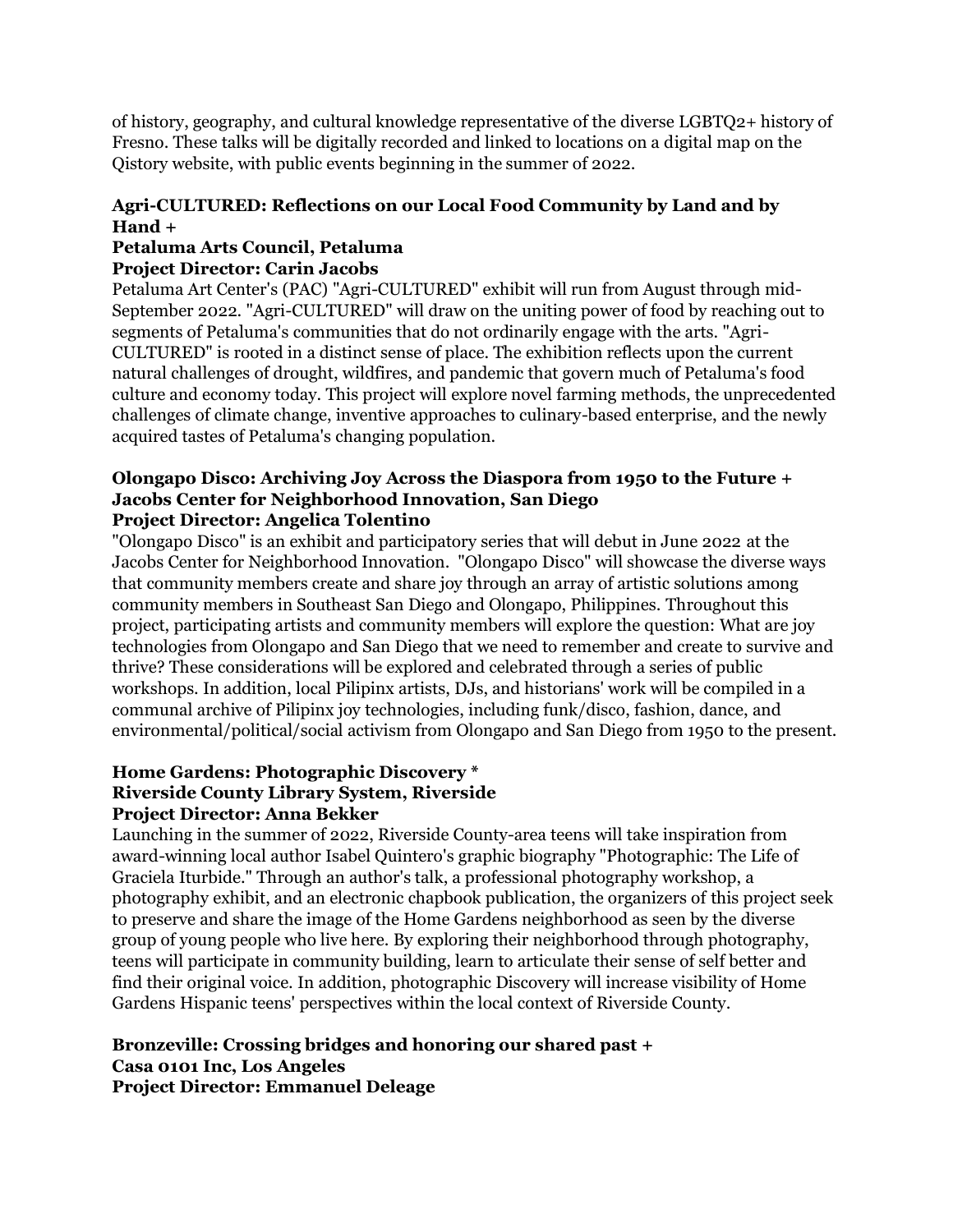of history, geography, and cultural knowledge representative of the diverse LGBTQ2+ history of Fresno. These talks will be digitally recorded and linked to locations on a digital map on the Qistory website, with public events beginning in the summer of 2022.

**Agri-CULTURED: Reflections on our Local Food Community by Land and by Hand +**
**Petaluma Arts Council, Petaluma**
**Project Director: Carin Jacobs**

Petaluma Art Center's (PAC) "Agri-CULTURED" exhibit will run from August through mid-September 2022. "Agri-CULTURED" will draw on the uniting power of food by reaching out to segments of Petaluma's communities that do not ordinarily engage with the arts. "Agri-CULTURED" is rooted in a distinct sense of place. The exhibition reflects upon the current natural challenges of drought, wildfires, and pandemic that govern much of Petaluma's food culture and economy today. This project will explore novel farming methods, the unprecedented challenges of climate change, inventive approaches to culinary-based enterprise, and the newly acquired tastes of Petaluma's changing population.

**Olongapo Disco: Archiving Joy Across the Diaspora from 1950 to the Future +**
**Jacobs Center for Neighborhood Innovation, San Diego**
**Project Director: Angelica Tolentino**

"Olongapo Disco" is an exhibit and participatory series that will debut in June 2022 at the Jacobs Center for Neighborhood Innovation. "Olongapo Disco" will showcase the diverse ways that community members create and share joy through an array of artistic solutions among community members in Southeast San Diego and Olongapo, Philippines. Throughout this project, participating artists and community members will explore the question: What are joy technologies from Olongapo and San Diego that we need to remember and create to survive and thrive? These considerations will be explored and celebrated through a series of public workshops. In addition, local Pilipinx artists, DJs, and historians' work will be compiled in a communal archive of Pilipinx joy technologies, including funk/disco, fashion, dance, and environmental/political/social activism from Olongapo and San Diego from 1950 to the present.

**Home Gardens: Photographic Discovery ***
**Riverside County Library System, Riverside**
**Project Director: Anna Bekker**

Launching in the summer of 2022, Riverside County-area teens will take inspiration from award-winning local author Isabel Quintero's graphic biography "Photographic: The Life of Graciela Iturbide." Through an author's talk, a professional photography workshop, a photography exhibit, and an electronic chapbook publication, the organizers of this project seek to preserve and share the image of the Home Gardens neighborhood as seen by the diverse group of young people who live here. By exploring their neighborhood through photography, teens will participate in community building, learn to articulate their sense of self better and find their original voice. In addition, photographic Discovery will increase visibility of Home Gardens Hispanic teens' perspectives within the local context of Riverside County.

**Bronzeville: Crossing bridges and honoring our shared past +**
**Casa 0101 Inc, Los Angeles**
**Project Director: Emmanuel Deleage**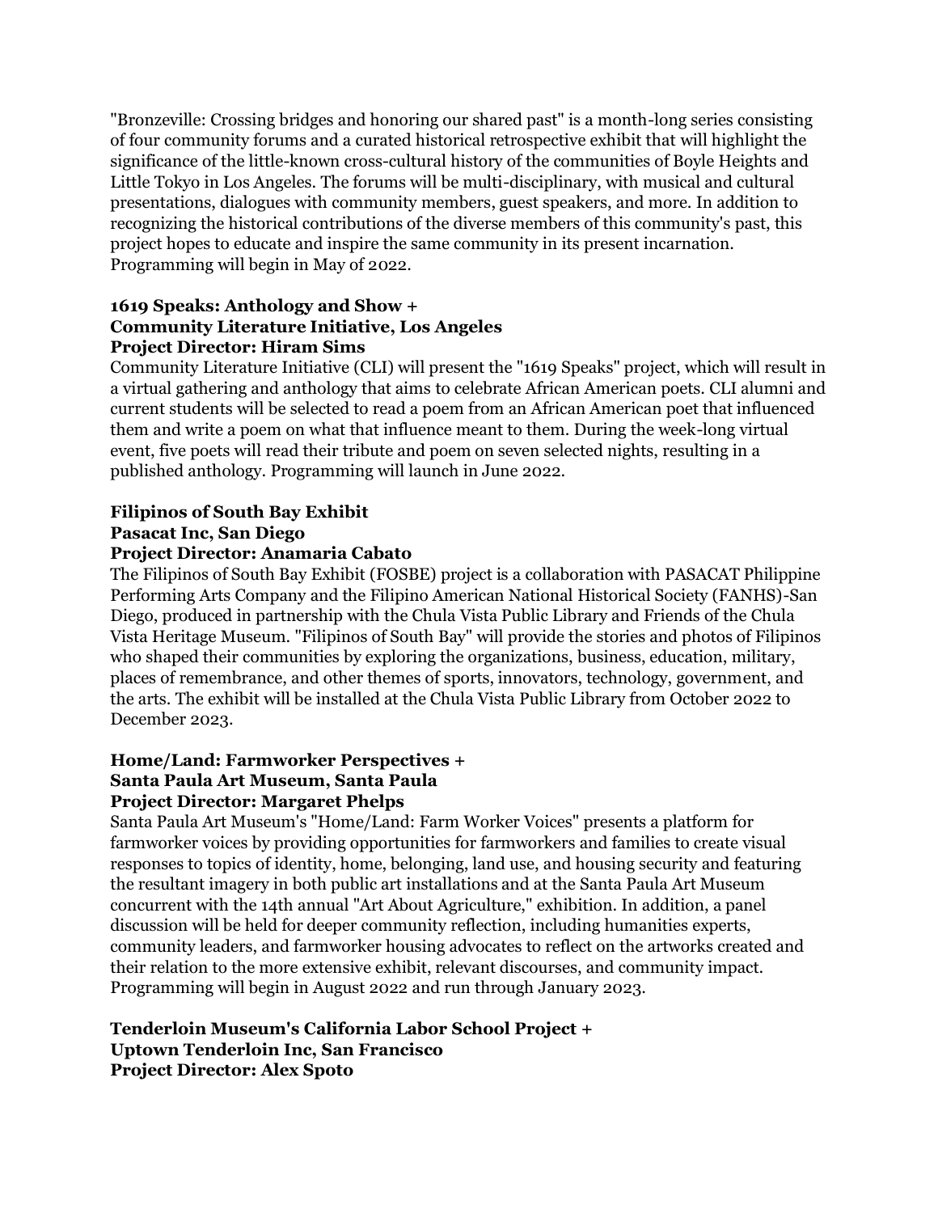"Bronzeville: Crossing bridges and honoring our shared past" is a month-long series consisting of four community forums and a curated historical retrospective exhibit that will highlight the significance of the little-known cross-cultural history of the communities of Boyle Heights and Little Tokyo in Los Angeles. The forums will be multi-disciplinary, with musical and cultural presentations, dialogues with community members, guest speakers, and more. In addition to recognizing the historical contributions of the diverse members of this community's past, this project hopes to educate and inspire the same community in its present incarnation. Programming will begin in May of 2022.

**1619 Speaks: Anthology and Show +**
**Community Literature Initiative, Los Angeles**
**Project Director: Hiram Sims**

Community Literature Initiative (CLI) will present the "1619 Speaks" project, which will result in a virtual gathering and anthology that aims to celebrate African American poets. CLI alumni and current students will be selected to read a poem from an African American poet that influenced them and write a poem on what that influence meant to them. During the week-long virtual event, five poets will read their tribute and poem on seven selected nights, resulting in a published anthology. Programming will launch in June 2022.

**Filipinos of South Bay Exhibit**
**Pasacat Inc, San Diego**
**Project Director: Anamaria Cabato**

The Filipinos of South Bay Exhibit (FOSBE) project is a collaboration with PASACAT Philippine Performing Arts Company and the Filipino American National Historical Society (FANHS)-San Diego, produced in partnership with the Chula Vista Public Library and Friends of the Chula Vista Heritage Museum. "Filipinos of South Bay" will provide the stories and photos of Filipinos who shaped their communities by exploring the organizations, business, education, military, places of remembrance, and other themes of sports, innovators, technology, government, and the arts. The exhibit will be installed at the Chula Vista Public Library from October 2022 to December 2023.

**Home/Land: Farmworker Perspectives +**
**Santa Paula Art Museum, Santa Paula**
**Project Director: Margaret Phelps**

Santa Paula Art Museum's "Home/Land: Farm Worker Voices" presents a platform for farmworker voices by providing opportunities for farmworkers and families to create visual responses to topics of identity, home, belonging, land use, and housing security and featuring the resultant imagery in both public art installations and at the Santa Paula Art Museum concurrent with the 14th annual "Art About Agriculture," exhibition. In addition, a panel discussion will be held for deeper community reflection, including humanities experts, community leaders, and farmworker housing advocates to reflect on the artworks created and their relation to the more extensive exhibit, relevant discourses, and community impact. Programming will begin in August 2022 and run through January 2023.

**Tenderloin Museum's California Labor School Project +**
**Uptown Tenderloin Inc, San Francisco**
**Project Director: Alex Spoto**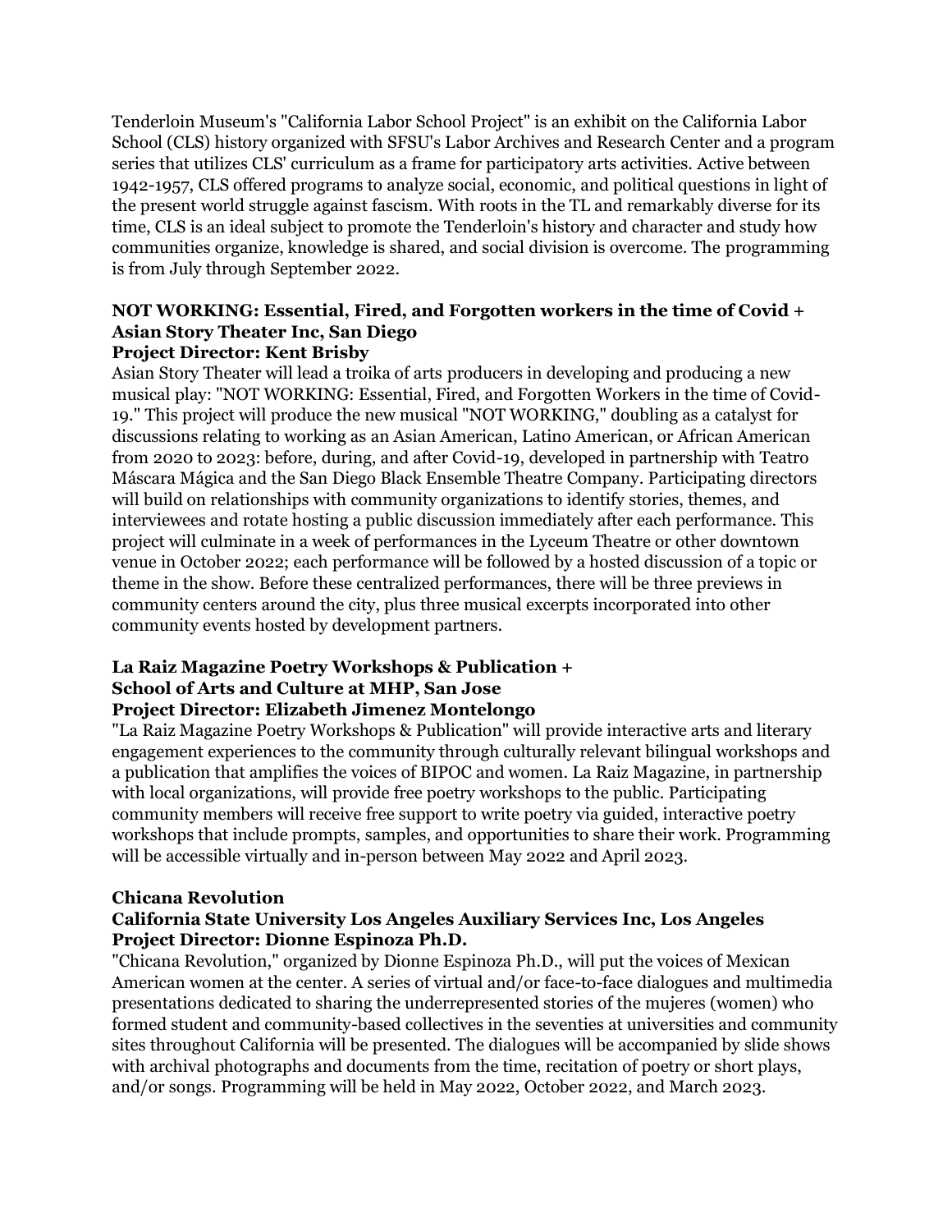Tenderloin Museum's "California Labor School Project" is an exhibit on the California Labor School (CLS) history organized with SFSU's Labor Archives and Research Center and a program series that utilizes CLS' curriculum as a frame for participatory arts activities. Active between 1942-1957, CLS offered programs to analyze social, economic, and political questions in light of the present world struggle against fascism. With roots in the TL and remarkably diverse for its time, CLS is an ideal subject to promote the Tenderloin's history and character and study how communities organize, knowledge is shared, and social division is overcome. The programming is from July through September 2022.

**NOT WORKING: Essential, Fired, and Forgotten workers in the time of Covid +**
**Asian Story Theater Inc, San Diego**
**Project Director: Kent Brisby**

Asian Story Theater will lead a troika of arts producers in developing and producing a new musical play: "NOT WORKING: Essential, Fired, and Forgotten Workers in the time of Covid-19." This project will produce the new musical "NOT WORKING," doubling as a catalyst for discussions relating to working as an Asian American, Latino American, or African American from 2020 to 2023: before, during, and after Covid-19, developed in partnership with Teatro Máscara Mágica and the San Diego Black Ensemble Theatre Company. Participating directors will build on relationships with community organizations to identify stories, themes, and interviewees and rotate hosting a public discussion immediately after each performance. This project will culminate in a week of performances in the Lyceum Theatre or other downtown venue in October 2022; each performance will be followed by a hosted discussion of a topic or theme in the show. Before these centralized performances, there will be three previews in community centers around the city, plus three musical excerpts incorporated into other community events hosted by development partners.

**La Raiz Magazine Poetry Workshops & Publication +**
**School of Arts and Culture at MHP, San Jose**
**Project Director: Elizabeth Jimenez Montelongo**

"La Raiz Magazine Poetry Workshops & Publication" will provide interactive arts and literary engagement experiences to the community through culturally relevant bilingual workshops and a publication that amplifies the voices of BIPOC and women. La Raiz Magazine, in partnership with local organizations, will provide free poetry workshops to the public. Participating community members will receive free support to write poetry via guided, interactive poetry workshops that include prompts, samples, and opportunities to share their work. Programming will be accessible virtually and in-person between May 2022 and April 2023.

**Chicana Revolution**
**California State University Los Angeles Auxiliary Services Inc, Los Angeles**
**Project Director: Dionne Espinoza Ph.D.**

"Chicana Revolution," organized by Dionne Espinoza Ph.D., will put the voices of Mexican American women at the center. A series of virtual and/or face-to-face dialogues and multimedia presentations dedicated to sharing the underrepresented stories of the mujeres (women) who formed student and community-based collectives in the seventies at universities and community sites throughout California will be presented. The dialogues will be accompanied by slide shows with archival photographs and documents from the time, recitation of poetry or short plays, and/or songs. Programming will be held in May 2022, October 2022, and March 2023.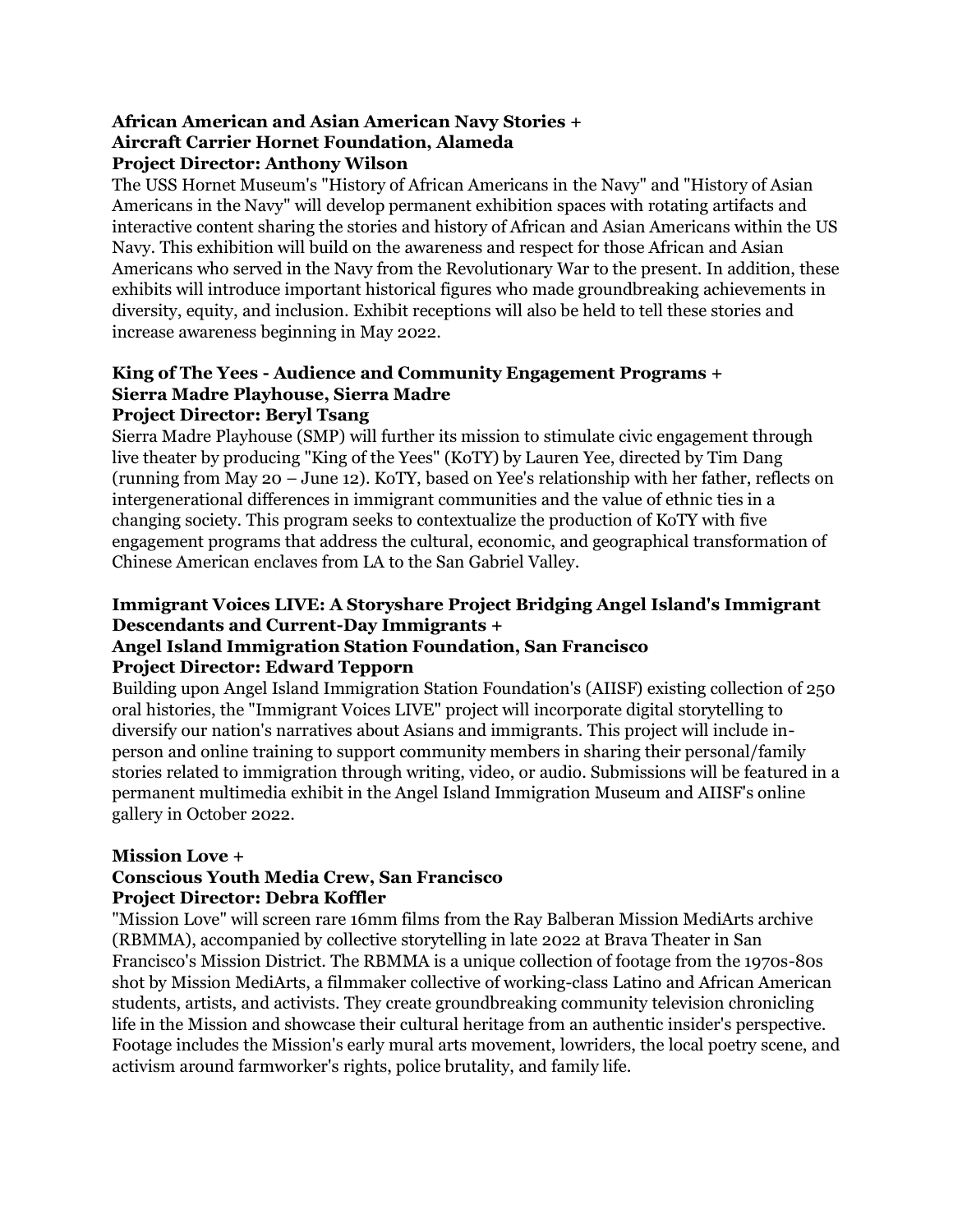**African American and Asian American Navy Stories +**
**Aircraft Carrier Hornet Foundation, Alameda**
**Project Director: Anthony Wilson**

The USS Hornet Museum's "History of African Americans in the Navy" and "History of Asian Americans in the Navy" will develop permanent exhibition spaces with rotating artifacts and interactive content sharing the stories and history of African and Asian Americans within the US Navy. This exhibition will build on the awareness and respect for those African and Asian Americans who served in the Navy from the Revolutionary War to the present. In addition, these exhibits will introduce important historical figures who made groundbreaking achievements in diversity, equity, and inclusion. Exhibit receptions will also be held to tell these stories and increase awareness beginning in May 2022.

**King of The Yees - Audience and Community Engagement Programs +**
**Sierra Madre Playhouse, Sierra Madre**
**Project Director: Beryl Tsang**

Sierra Madre Playhouse (SMP) will further its mission to stimulate civic engagement through live theater by producing "King of the Yees" (KoTY) by Lauren Yee, directed by Tim Dang (running from May 20 – June 12). KoTY, based on Yee's relationship with her father, reflects on intergenerational differences in immigrant communities and the value of ethnic ties in a changing society. This program seeks to contextualize the production of KoTY with five engagement programs that address the cultural, economic, and geographical transformation of Chinese American enclaves from LA to the San Gabriel Valley.

**Immigrant Voices LIVE: A Storyshare Project Bridging Angel Island's Immigrant Descendants and Current-Day Immigrants +**
**Angel Island Immigration Station Foundation, San Francisco**
**Project Director: Edward Tepporn**

Building upon Angel Island Immigration Station Foundation's (AIISF) existing collection of 250 oral histories, the "Immigrant Voices LIVE" project will incorporate digital storytelling to diversify our nation's narratives about Asians and immigrants. This project will include in-person and online training to support community members in sharing their personal/family stories related to immigration through writing, video, or audio. Submissions will be featured in a permanent multimedia exhibit in the Angel Island Immigration Museum and AIISF's online gallery in October 2022.

**Mission Love +**
**Conscious Youth Media Crew, San Francisco**
**Project Director: Debra Koffler**

"Mission Love" will screen rare 16mm films from the Ray Balberan Mission MediArts archive (RBMMA), accompanied by collective storytelling in late 2022 at Brava Theater in San Francisco's Mission District. The RBMMA is a unique collection of footage from the 1970s-80s shot by Mission MediArts, a filmmaker collective of working-class Latino and African American students, artists, and activists. They create groundbreaking community television chronicling life in the Mission and showcase their cultural heritage from an authentic insider's perspective. Footage includes the Mission's early mural arts movement, lowriders, the local poetry scene, and activism around farmworker's rights, police brutality, and family life.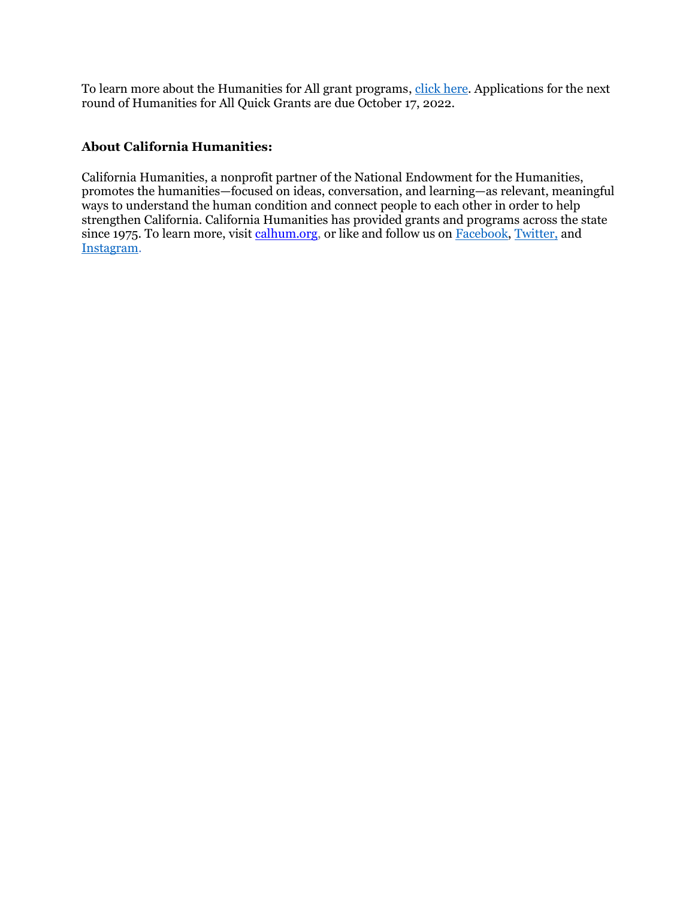To learn more about the Humanities for All grant programs, click here. Applications for the next round of Humanities for All Quick Grants are due October 17, 2022.

### About California Humanities:

California Humanities, a nonprofit partner of the National Endowment for the Humanities, promotes the humanities—focused on ideas, conversation, and learning—as relevant, meaningful ways to understand the human condition and connect people to each other in order to help strengthen California. California Humanities has provided grants and programs across the state since 1975. To learn more, visit calhum.org, or like and follow us on Facebook, Twitter, and Instagram.